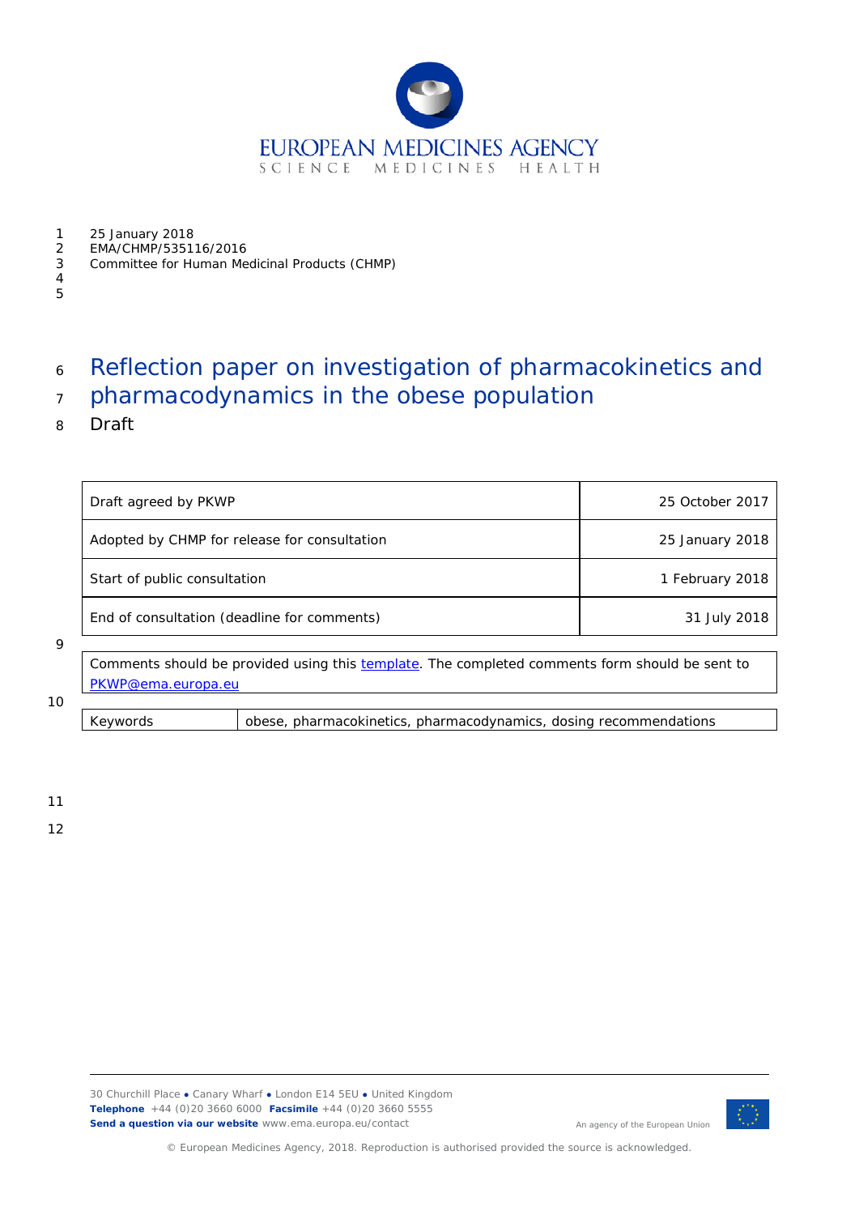25 January 2018
EMA/CHMP/535116/2016
Committee for Human Medicinal Products (CHMP)

# Reflection paper on investigation of pharmacokinetics and pharmacodynamics in the obese population

Draft

| Draft agreed by PKWP | 25 October 2017 |
|---|---|
| Adopted by CHMP for release for consultation | 25 January 2018 |
| Start of public consultation | 1 February 2018 |
| End of consultation (deadline for comments) | 31 July 2018 |

Comments should be provided using this template. The completed comments form should be sent to PKWP@ema.europa.eu

| Keywords | obese, pharmacokinetics, pharmacodynamics, dosing recommendations |
|---|---|

30 Churchill Place ● Canary Wharf ● London E14 5EU ● United Kingdom
**Telephone** +44 (0)20 3660 6000 **Facsimile** +44 (0)20 3660 5555
**Send a question via our website** www.ema.europa.eu/contact

An agency of the European Union

© European Medicines Agency, 2018. Reproduction is authorised provided the source is acknowledged.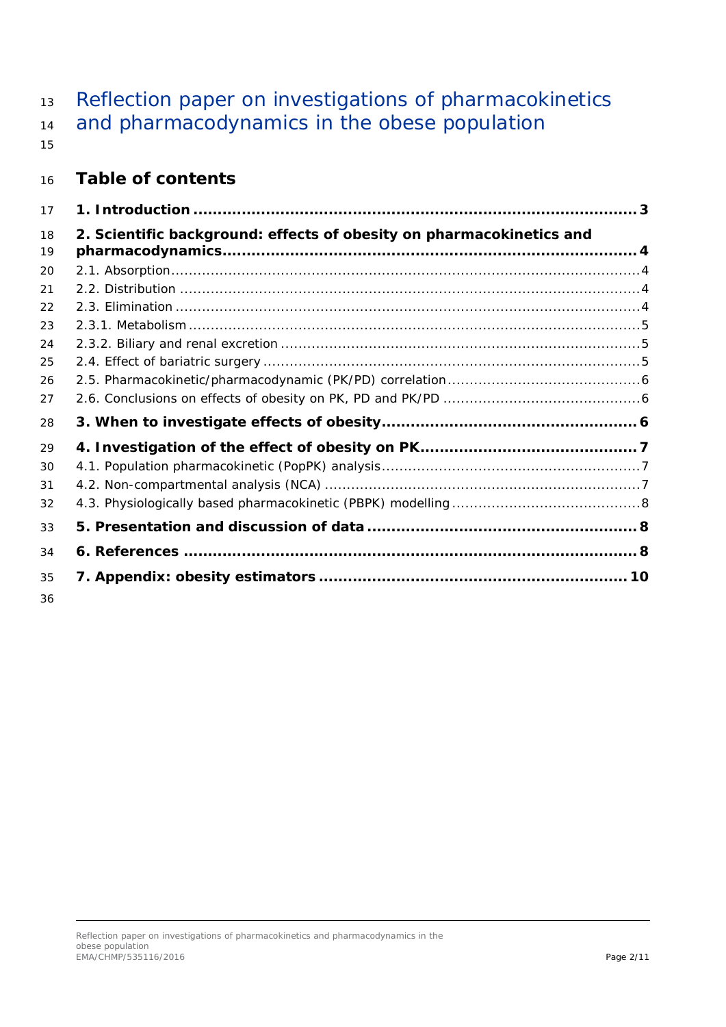# Reflection paper on investigations of pharmacokinetics and pharmacodynamics in the obese population

## Table of contents

**1. Introduction .......................................................................................... 3**

**2. Scientific background: effects of obesity on pharmacokinetics and pharmacodynamics.................................................................................... 4**

2.1. Absorption........................................................................................................ 4

2.2. Distribution ....................................................................................................... 4

2.3. Elimination ........................................................................................................ 4

2.3.1. Metabolism ..................................................................................................... 5

2.3.2. Biliary and renal excretion ................................................................................. 5

2.4. Effect of bariatric surgery ..................................................................................... 5

2.5. Pharmacokinetic/pharmacodynamic (PK/PD) correlation ........................................... 6

2.6. Conclusions on effects of obesity on PK, PD and PK/PD ............................................ 6

**3. When to investigate effects of obesity.................................................... 6**

**4. Investigation of the effect of obesity on PK............................................ 7**

4.1. Population pharmacokinetic (PopPK) analysis.......................................................... 7

4.2. Non-compartmental analysis (NCA) ....................................................................... 7

4.3. Physiologically based pharmacokinetic (PBPK) modelling .......................................... 8

**5. Presentation and discussion of data ....................................................... 8**

**6. References ............................................................................................ 8**

**7. Appendix: obesity estimators ............................................................... 10**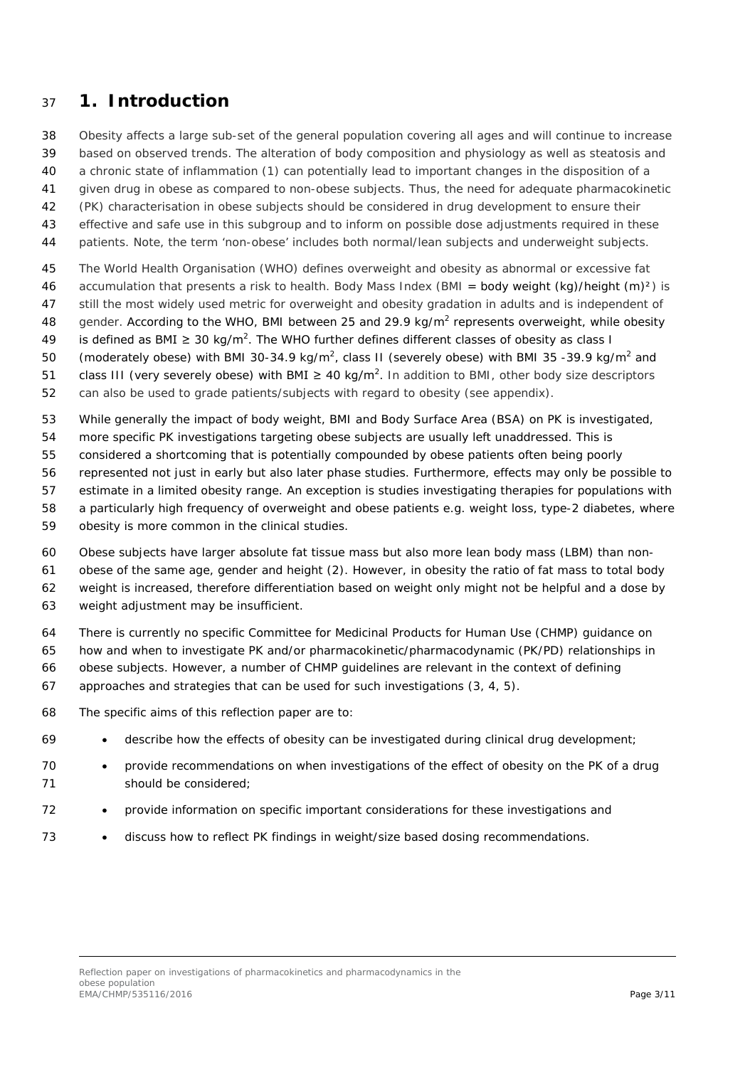# 1. Introduction

Obesity affects a large sub-set of the general population covering all ages and will continue to increase based on observed trends. The alteration of body composition and physiology as well as steatosis and a chronic state of inflammation (1) can potentially lead to important changes in the disposition of a given drug in obese as compared to non-obese subjects. Thus, the need for adequate pharmacokinetic (PK) characterisation in obese subjects should be considered in drug development to ensure their effective and safe use in this subgroup and to inform on possible dose adjustments required in these patients. Note, the term 'non-obese' includes both normal/lean subjects and underweight subjects.

The World Health Organisation (WHO) defines overweight and obesity as abnormal or excessive fat accumulation that presents a risk to health. Body Mass Index (BMI = body weight (kg)/height $(m)^2$) is still the most widely used metric for overweight and obesity gradation in adults and is independent of gender. According to the WHO, BMI between 25 and 29.9 kg/m$^2$ represents overweight, while obesity is defined as BMI ≥ 30 kg/m$^2$. The WHO further defines different classes of obesity as class I (moderately obese) with BMI 30-34.9 kg/m$^2$, class II (severely obese) with BMI 35 -39.9 kg/m$^2$ and class III (very severely obese) with BMI ≥ 40 kg/m$^2$. In addition to BMI, other body size descriptors can also be used to grade patients/subjects with regard to obesity (see appendix).

While generally the impact of body weight, BMI and Body Surface Area (BSA) on PK is investigated, more specific PK investigations targeting obese subjects are usually left unaddressed. This is considered a shortcoming that is potentially compounded by obese patients often being poorly represented not just in early but also later phase studies. Furthermore, effects may only be possible to estimate in a limited obesity range. An exception is studies investigating therapies for populations with a particularly high frequency of overweight and obese patients e.g. weight loss, type-2 diabetes, where obesity is more common in the clinical studies.

Obese subjects have larger absolute fat tissue mass but also more lean body mass (LBM) than non-obese of the same age, gender and height (2). However, in obesity the ratio of fat mass to total body weight is increased, therefore differentiation based on weight only might not be helpful and a dose by weight adjustment may be insufficient.

There is currently no specific Committee for Medicinal Products for Human Use (CHMP) guidance on how and when to investigate PK and/or pharmacokinetic/pharmacodynamic (PK/PD) relationships in obese subjects. However, a number of CHMP guidelines are relevant in the context of defining approaches and strategies that can be used for such investigations (3, 4, 5).

The specific aims of this reflection paper are to:

- describe how the effects of obesity can be investigated during clinical drug development;
- provide recommendations on when investigations of the effect of obesity on the PK of a drug should be considered;
- provide information on specific important considerations for these investigations and
- discuss how to reflect PK findings in weight/size based dosing recommendations.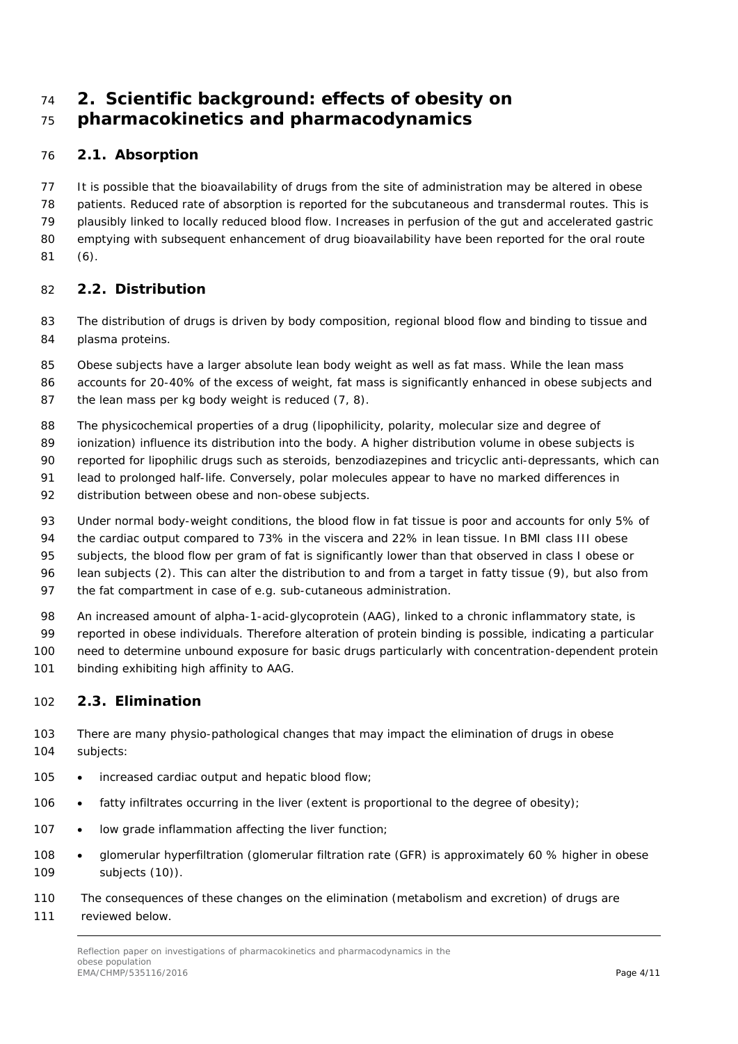## 2. Scientific background: effects of obesity on pharmacokinetics and pharmacodynamics

### 2.1. Absorption

It is possible that the bioavailability of drugs from the site of administration may be altered in obese patients. Reduced rate of absorption is reported for the subcutaneous and transdermal routes. This is plausibly linked to locally reduced blood flow. Increases in perfusion of the gut and accelerated gastric emptying with subsequent enhancement of drug bioavailability have been reported for the oral route (6).

### 2.2. Distribution

The distribution of drugs is driven by body composition, regional blood flow and binding to tissue and plasma proteins.

Obese subjects have a larger absolute lean body weight as well as fat mass. While the lean mass accounts for 20-40% of the excess of weight, fat mass is significantly enhanced in obese subjects and the lean mass per kg body weight is reduced (7, 8).

The physicochemical properties of a drug (lipophilicity, polarity, molecular size and degree of ionization) influence its distribution into the body. A higher distribution volume in obese subjects is reported for lipophilic drugs such as steroids, benzodiazepines and tricyclic anti-depressants, which can lead to prolonged half-life. Conversely, polar molecules appear to have no marked differences in distribution between obese and non-obese subjects.

Under normal body-weight conditions, the blood flow in fat tissue is poor and accounts for only 5% of the cardiac output compared to 73% in the viscera and 22% in lean tissue. In BMI class III obese subjects, the blood flow per gram of fat is significantly lower than that observed in class I obese or lean subjects (2). This can alter the distribution to and from a target in fatty tissue (9), but also from the fat compartment in case of e.g. sub-cutaneous administration.

An increased amount of alpha-1-acid-glycoprotein (AAG), linked to a chronic inflammatory state, is reported in obese individuals. Therefore alteration of protein binding is possible, indicating a particular need to determine unbound exposure for basic drugs particularly with concentration-dependent protein binding exhibiting high affinity to AAG.

### 2.3. Elimination

There are many physio-pathological changes that may impact the elimination of drugs in obese subjects:

- increased cardiac output and hepatic blood flow;
- fatty infiltrates occurring in the liver (extent is proportional to the degree of obesity);
- low grade inflammation affecting the liver function;
- glomerular hyperfiltration (glomerular filtration rate (GFR) is approximately 60 % higher in obese subjects (10)).

The consequences of these changes on the elimination (metabolism and excretion) of drugs are reviewed below.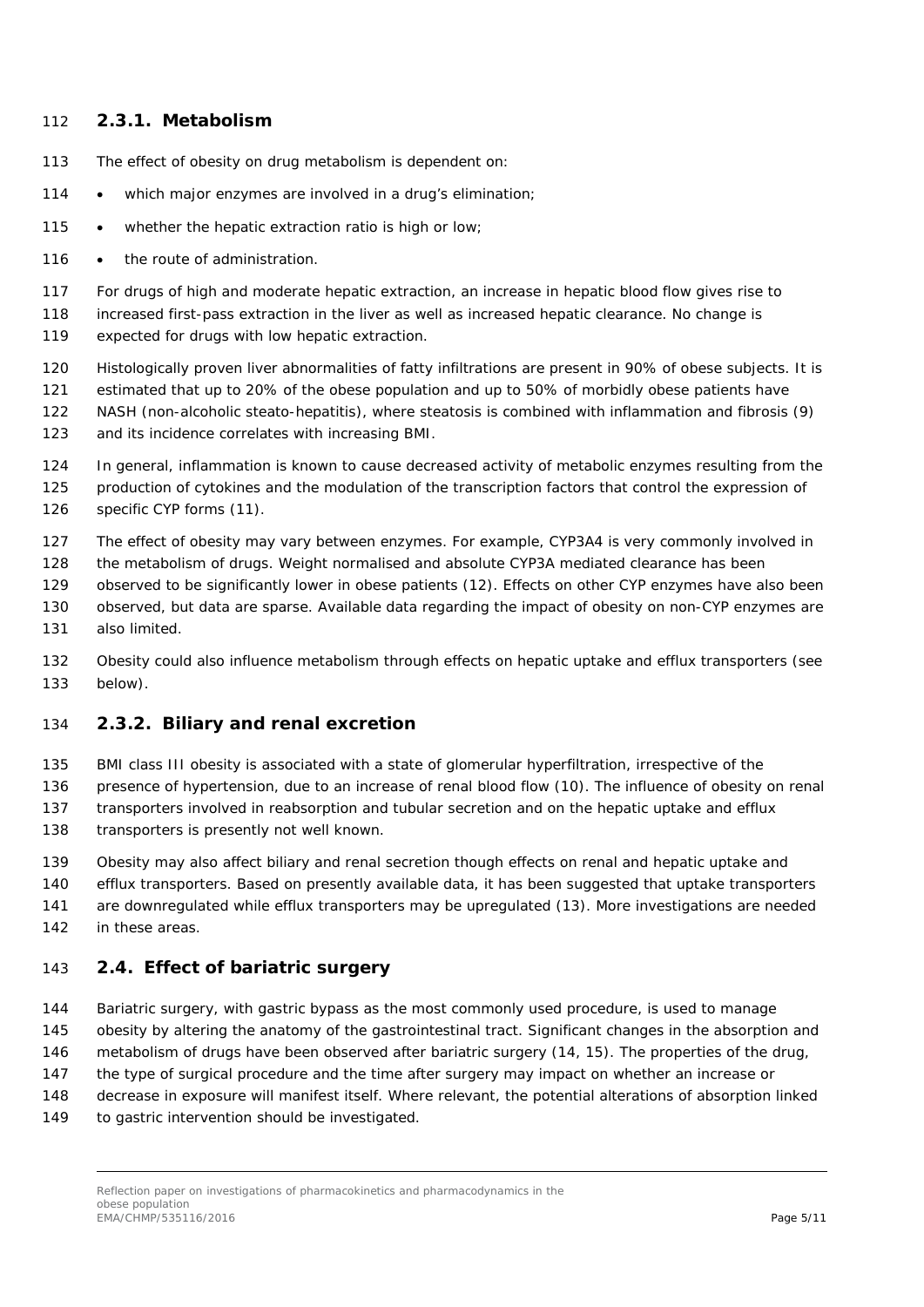### 2.3.1. Metabolism

The effect of obesity on drug metabolism is dependent on:

- which major enzymes are involved in a drug's elimination;
- whether the hepatic extraction ratio is high or low;
- the route of administration.

For drugs of high and moderate hepatic extraction, an increase in hepatic blood flow gives rise to increased first-pass extraction in the liver as well as increased hepatic clearance. No change is expected for drugs with low hepatic extraction.

Histologically proven liver abnormalities of fatty infiltrations are present in 90% of obese subjects. It is estimated that up to 20% of the obese population and up to 50% of morbidly obese patients have NASH (non-alcoholic steato-hepatitis), where steatosis is combined with inflammation and fibrosis (9) and its incidence correlates with increasing BMI.

In general, inflammation is known to cause decreased activity of metabolic enzymes resulting from the production of cytokines and the modulation of the transcription factors that control the expression of specific CYP forms (11).

The effect of obesity may vary between enzymes. For example, CYP3A4 is very commonly involved in the metabolism of drugs. Weight normalised and absolute CYP3A mediated clearance has been observed to be significantly lower in obese patients (12). Effects on other CYP enzymes have also been observed, but data are sparse. Available data regarding the impact of obesity on non-CYP enzymes are also limited.

Obesity could also influence metabolism through effects on hepatic uptake and efflux transporters (see below).

### 2.3.2. Biliary and renal excretion

BMI class III obesity is associated with a state of glomerular hyperfiltration, irrespective of the presence of hypertension, due to an increase of renal blood flow (10). The influence of obesity on renal transporters involved in reabsorption and tubular secretion and on the hepatic uptake and efflux transporters is presently not well known.

Obesity may also affect biliary and renal secretion though effects on renal and hepatic uptake and efflux transporters. Based on presently available data, it has been suggested that uptake transporters are downregulated while efflux transporters may be upregulated (13). More investigations are needed in these areas.

## 2.4. Effect of bariatric surgery

Bariatric surgery, with gastric bypass as the most commonly used procedure, is used to manage obesity by altering the anatomy of the gastrointestinal tract. Significant changes in the absorption and metabolism of drugs have been observed after bariatric surgery (14, 15). The properties of the drug, the type of surgical procedure and the time after surgery may impact on whether an increase or decrease in exposure will manifest itself. Where relevant, the potential alterations of absorption linked to gastric intervention should be investigated.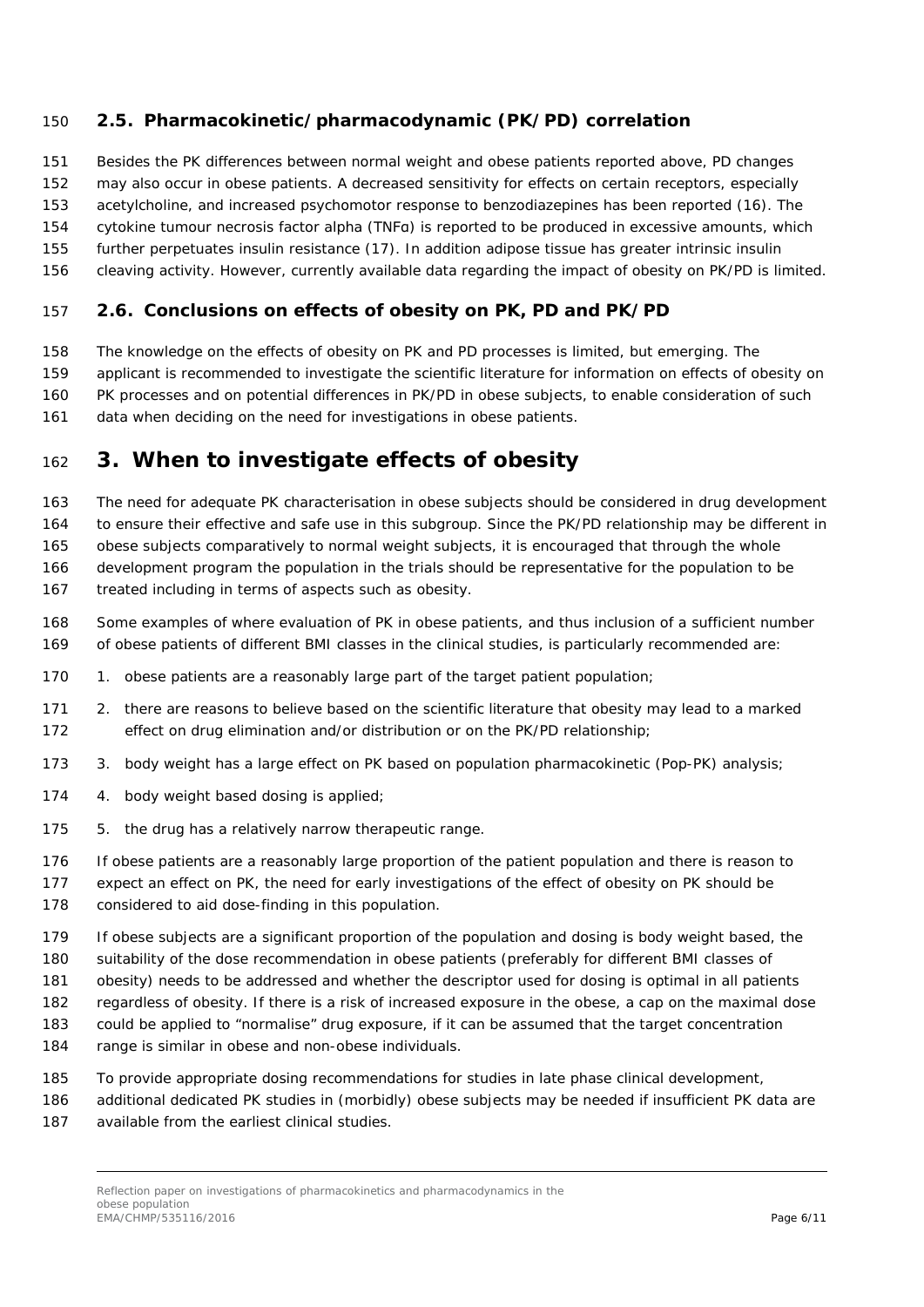### 2.5. Pharmacokinetic/pharmacodynamic (PK/PD) correlation

Besides the PK differences between normal weight and obese patients reported above, PD changes may also occur in obese patients. A decreased sensitivity for effects on certain receptors, especially acetylcholine, and increased psychomotor response to benzodiazepines has been reported (16). The cytokine tumour necrosis factor alpha (TNFα) is reported to be produced in excessive amounts, which further perpetuates insulin resistance (17). In addition adipose tissue has greater intrinsic insulin cleaving activity. However, currently available data regarding the impact of obesity on PK/PD is limited.

### 2.6. Conclusions on effects of obesity on PK, PD and PK/PD

The knowledge on the effects of obesity on PK and PD processes is limited, but emerging. The applicant is recommended to investigate the scientific literature for information on effects of obesity on PK processes and on potential differences in PK/PD in obese subjects, to enable consideration of such data when deciding on the need for investigations in obese patients.

## 3. When to investigate effects of obesity

The need for adequate PK characterisation in obese subjects should be considered in drug development to ensure their effective and safe use in this subgroup. Since the PK/PD relationship may be different in obese subjects comparatively to normal weight subjects, it is encouraged that through the whole development program the population in the trials should be representative for the population to be treated including in terms of aspects such as obesity.

Some examples of where evaluation of PK in obese patients, and thus inclusion of a sufficient number of obese patients of different BMI classes in the clinical studies, is particularly recommended are:

1. obese patients are a reasonably large part of the target patient population;
2. there are reasons to believe based on the scientific literature that obesity may lead to a marked effect on drug elimination and/or distribution or on the PK/PD relationship;
3. body weight has a large effect on PK based on population pharmacokinetic (Pop-PK) analysis;
4. body weight based dosing is applied;
5. the drug has a relatively narrow therapeutic range.

If obese patients are a reasonably large proportion of the patient population and there is reason to expect an effect on PK, the need for early investigations of the effect of obesity on PK should be considered to aid dose-finding in this population.

If obese subjects are a significant proportion of the population and dosing is body weight based, the suitability of the dose recommendation in obese patients (preferably for different BMI classes of obesity) needs to be addressed and whether the descriptor used for dosing is optimal in all patients regardless of obesity. If there is a risk of increased exposure in the obese, a cap on the maximal dose could be applied to "normalise" drug exposure, if it can be assumed that the target concentration range is similar in obese and non-obese individuals.

To provide appropriate dosing recommendations for studies in late phase clinical development, additional dedicated PK studies in (morbidly) obese subjects may be needed if insufficient PK data are available from the earliest clinical studies.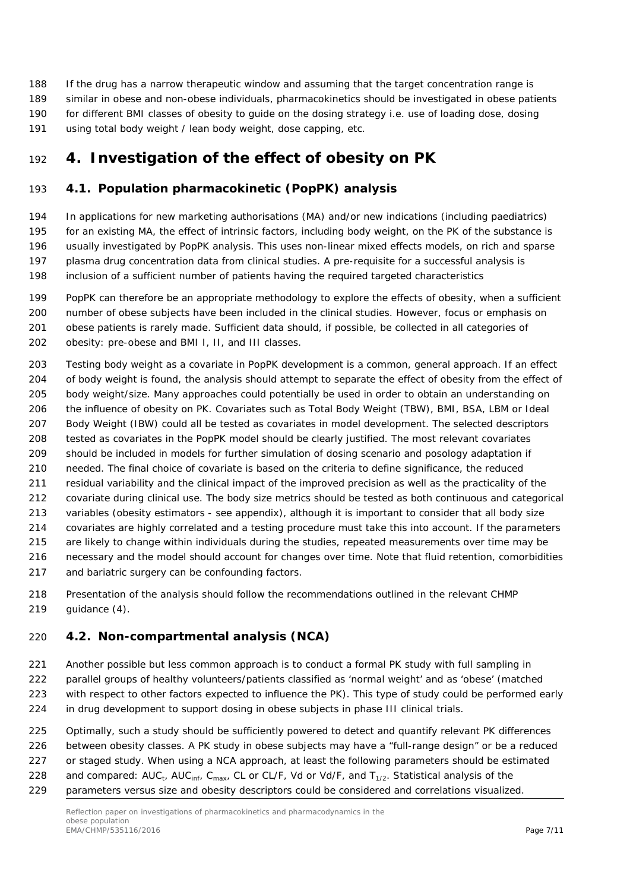If the drug has a narrow therapeutic window and assuming that the target concentration range is similar in obese and non-obese individuals, pharmacokinetics should be investigated in obese patients for different BMI classes of obesity to guide on the dosing strategy i.e. use of loading dose, dosing using total body weight / lean body weight, dose capping, etc.

# 4. Investigation of the effect of obesity on PK

## 4.1. Population pharmacokinetic (PopPK) analysis

In applications for new marketing authorisations (MA) and/or new indications (including paediatrics) for an existing MA, the effect of intrinsic factors, including body weight, on the PK of the substance is usually investigated by PopPK analysis. This uses non-linear mixed effects models, on rich and sparse plasma drug concentration data from clinical studies. A pre-requisite for a successful analysis is inclusion of a sufficient number of patients having the required targeted characteristics

PopPK can therefore be an appropriate methodology to explore the effects of obesity, when a sufficient number of obese subjects have been included in the clinical studies. However, focus or emphasis on obese patients is rarely made. Sufficient data should, if possible, be collected in all categories of obesity: pre-obese and BMI I, II, and III classes.

Testing body weight as a covariate in PopPK development is a common, general approach. If an effect of body weight is found, the analysis should attempt to separate the effect of obesity from the effect of body weight/size. Many approaches could potentially be used in order to obtain an understanding on the influence of obesity on PK. Covariates such as Total Body Weight (TBW), BMI, BSA, LBM or Ideal Body Weight (IBW) could all be tested as covariates in model development. The selected descriptors tested as covariates in the PopPK model should be clearly justified. The most relevant covariates should be included in models for further simulation of dosing scenario and posology adaptation if needed. The final choice of covariate is based on the criteria to define significance, the reduced residual variability and the clinical impact of the improved precision as well as the practicality of the covariate during clinical use. The body size metrics should be tested as both continuous and categorical variables (obesity estimators - see appendix), although it is important to consider that all body size covariates are highly correlated and a testing procedure must take this into account. If the parameters are likely to change within individuals during the studies, repeated measurements over time may be necessary and the model should account for changes over time. Note that fluid retention, comorbidities and bariatric surgery can be confounding factors.

Presentation of the analysis should follow the recommendations outlined in the relevant CHMP guidance (4).

## 4.2. Non-compartmental analysis (NCA)

Another possible but less common approach is to conduct a formal PK study with full sampling in parallel groups of healthy volunteers/patients classified as 'normal weight' and as 'obese' (matched with respect to other factors expected to influence the PK). This type of study could be performed early in drug development to support dosing in obese subjects in phase III clinical trials.

Optimally, such a study should be sufficiently powered to detect and quantify relevant PK differences between obesity classes. A PK study in obese subjects may have a "full-range design" or be a reduced or staged study. When using a NCA approach, at least the following parameters should be estimated and compared: $AUC_t$, $AUC_{inf}$, $C_{max}$, CL or CL/F, Vd or Vd/F, and $T_{1/2}$. Statistical analysis of the parameters versus size and obesity descriptors could be considered and correlations visualized.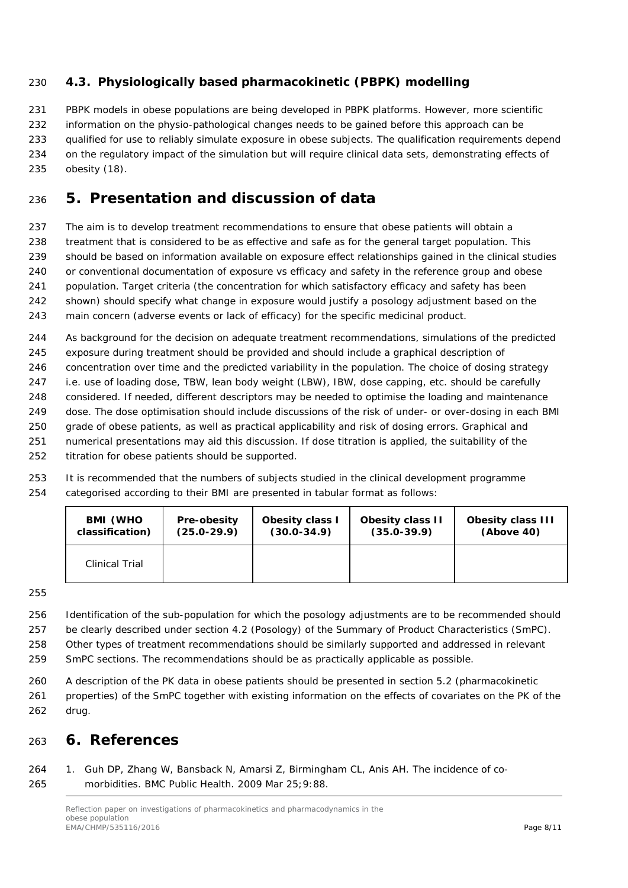### 4.3. Physiologically based pharmacokinetic (PBPK) modelling

PBPK models in obese populations are being developed in PBPK platforms. However, more scientific information on the physio-pathological changes needs to be gained before this approach can be qualified for use to reliably simulate exposure in obese subjects. The qualification requirements depend on the regulatory impact of the simulation but will require clinical data sets, demonstrating effects of obesity (18).

## 5. Presentation and discussion of data

The aim is to develop treatment recommendations to ensure that obese patients will obtain a treatment that is considered to be as effective and safe as for the general target population. This should be based on information available on exposure effect relationships gained in the clinical studies or conventional documentation of exposure vs efficacy and safety in the reference group and obese population. Target criteria (the concentration for which satisfactory efficacy and safety has been shown) should specify what change in exposure would justify a posology adjustment based on the main concern (adverse events or lack of efficacy) for the specific medicinal product.

As background for the decision on adequate treatment recommendations, simulations of the predicted exposure during treatment should be provided and should include a graphical description of concentration over time and the predicted variability in the population. The choice of dosing strategy i.e. use of loading dose, TBW, lean body weight (LBW), IBW, dose capping, etc. should be carefully considered. If needed, different descriptors may be needed to optimise the loading and maintenance dose. The dose optimisation should include discussions of the risk of under- or over-dosing in each BMI grade of obese patients, as well as practical applicability and risk of dosing errors. Graphical and numerical presentations may aid this discussion. If dose titration is applied, the suitability of the titration for obese patients should be supported.

It is recommended that the numbers of subjects studied in the clinical development programme categorised according to their BMI are presented in tabular format as follows:

| BMI (WHO classification) | Pre-obesity (25.0-29.9) | Obesity class I (30.0-34.9) | Obesity class II (35.0-39.9) | Obesity class III (Above 40) |
|---|---|---|---|---|
| Clinical Trial | | | | |

Identification of the sub-population for which the posology adjustments are to be recommended should be clearly described under section 4.2 (Posology) of the Summary of Product Characteristics (SmPC). Other types of treatment recommendations should be similarly supported and addressed in relevant SmPC sections. The recommendations should be as practically applicable as possible.

A description of the PK data in obese patients should be presented in section 5.2 (pharmacokinetic properties) of the SmPC together with existing information on the effects of covariates on the PK of the drug.

## 6. References

1. Guh DP, Zhang W, Bansback N, Amarsi Z, Birmingham CL, Anis AH. The incidence of co-morbidities. BMC Public Health. 2009 Mar 25;9:88.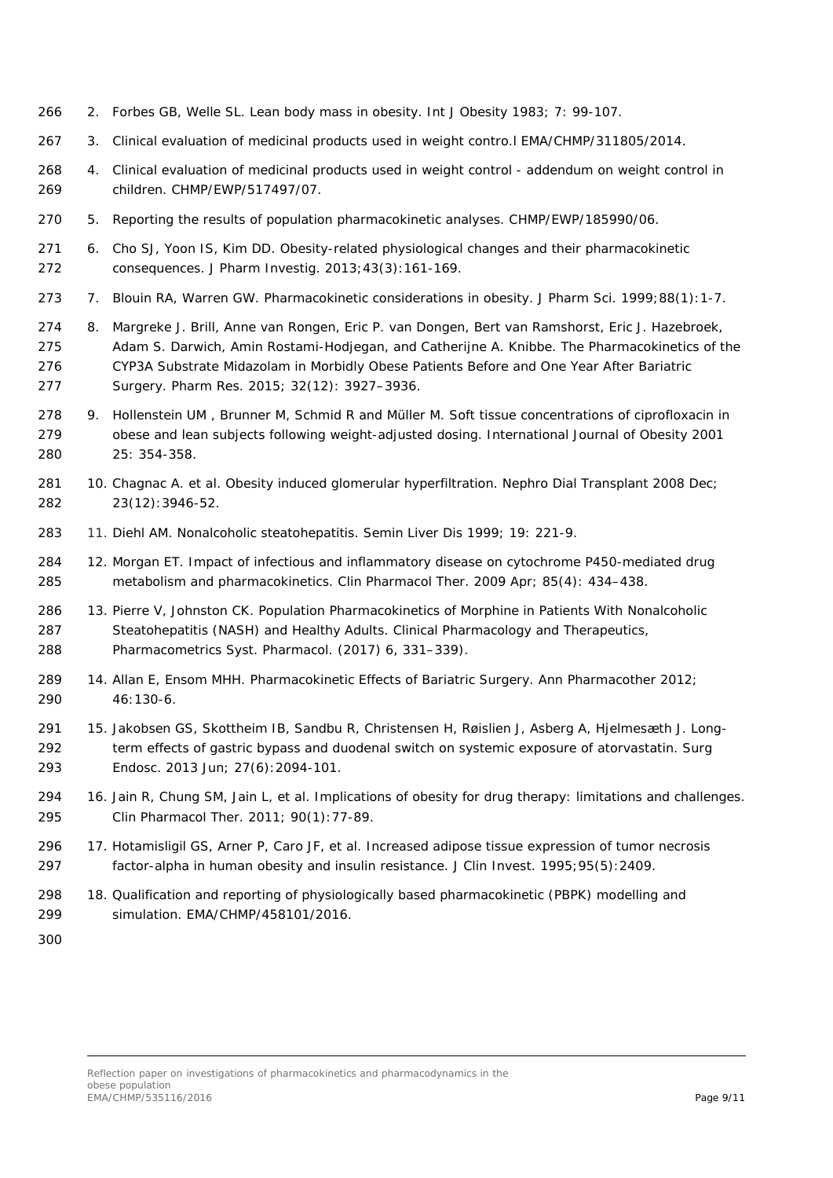2. Forbes GB, Welle SL. Lean body mass in obesity. Int J Obesity 1983; 7: 99-107.
3. Clinical evaluation of medicinal products used in weight contro.l EMA/CHMP/311805/2014.
4. Clinical evaluation of medicinal products used in weight control - addendum on weight control in children. CHMP/EWP/517497/07.
5. Reporting the results of population pharmacokinetic analyses. CHMP/EWP/185990/06.
6. Cho SJ, Yoon IS, Kim DD. Obesity-related physiological changes and their pharmacokinetic consequences. J Pharm Investig. 2013;43(3):161-169.
7. Blouin RA, Warren GW. Pharmacokinetic considerations in obesity. J Pharm Sci. 1999;88(1):1-7.
8. Margreke J. Brill, Anne van Rongen, Eric P. van Dongen, Bert van Ramshorst, Eric J. Hazebroek, Adam S. Darwich, Amin Rostami-Hodjegan, and Catherijne A. Knibbe. The Pharmacokinetics of the CYP3A Substrate Midazolam in Morbidly Obese Patients Before and One Year After Bariatric Surgery. Pharm Res. 2015; 32(12): 3927–3936.
9. Hollenstein UM , Brunner M, Schmid R and Müller M. Soft tissue concentrations of ciprofloxacin in obese and lean subjects following weight-adjusted dosing. International Journal of Obesity 2001 25: 354-358.
10. Chagnac A. et al. Obesity induced glomerular hyperfiltration. Nephro Dial Transplant 2008 Dec; 23(12):3946-52.
11. Diehl AM. Nonalcoholic steatohepatitis. Semin Liver Dis 1999; 19: 221-9.
12. Morgan ET. Impact of infectious and inflammatory disease on cytochrome P450-mediated drug metabolism and pharmacokinetics. Clin Pharmacol Ther. 2009 Apr; 85(4): 434–438.
13. Pierre V, Johnston CK. Population Pharmacokinetics of Morphine in Patients With Nonalcoholic Steatohepatitis (NASH) and Healthy Adults. Clinical Pharmacology and Therapeutics, Pharmacometrics Syst. Pharmacol. (2017) 6, 331–339).
14. Allan E, Ensom MHH. Pharmacokinetic Effects of Bariatric Surgery. Ann Pharmacother 2012; 46:130-6.
15. Jakobsen GS, Skottheim IB, Sandbu R, Christensen H, Røislien J, Asberg A, Hjelmesæth J. Long-term effects of gastric bypass and duodenal switch on systemic exposure of atorvastatin. Surg Endosc. 2013 Jun; 27(6):2094-101.
16. Jain R, Chung SM, Jain L, et al. Implications of obesity for drug therapy: limitations and challenges. Clin Pharmacol Ther. 2011; 90(1):77-89.
17. Hotamisligil GS, Arner P, Caro JF, et al. Increased adipose tissue expression of tumor necrosis factor-alpha in human obesity and insulin resistance. J Clin Invest. 1995;95(5):2409.
18. Qualification and reporting of physiologically based pharmacokinetic (PBPK) modelling and simulation. EMA/CHMP/458101/2016.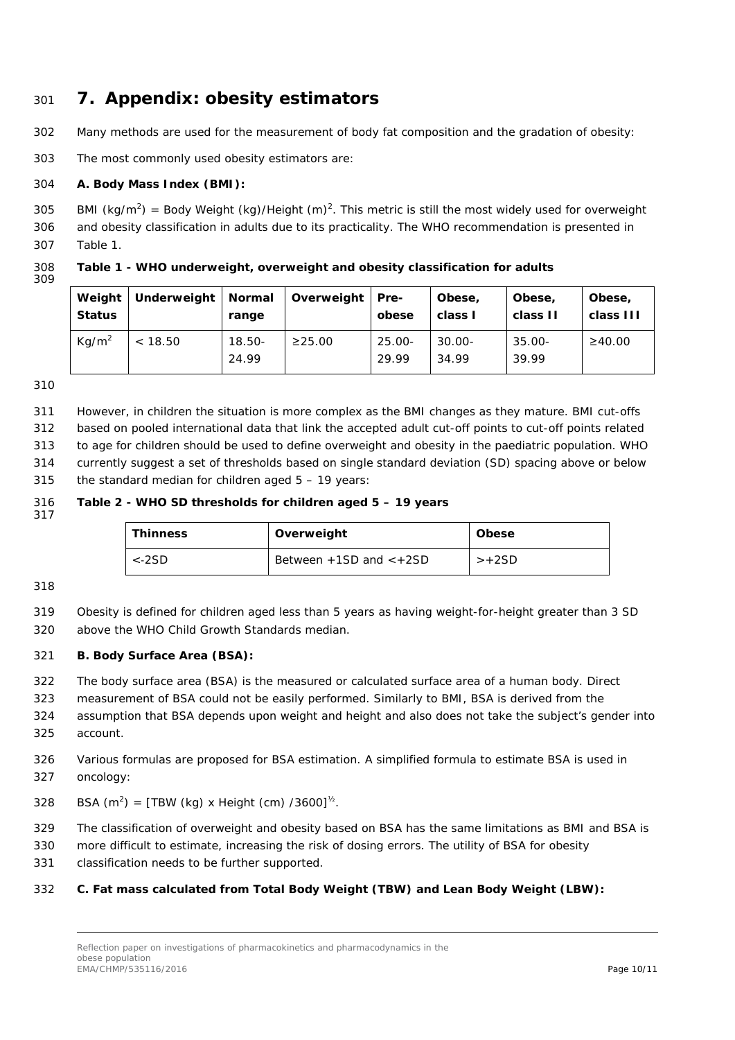# 7. Appendix: obesity estimators

Many methods are used for the measurement of body fat composition and the gradation of obesity:

The most commonly used obesity estimators are:

**A. Body Mass Index (BMI):**

BMI ($kg/m^2$) = Body Weight (kg)/Height $(m)^2$. This metric is still the most widely used for overweight and obesity classification in adults due to its practicality. The WHO recommendation is presented in Table 1.

**Table 1 - WHO underweight, overweight and obesity classification for adults**

| Weight Status | Underweight | Normal range | Overweight | Pre-obese | Obese, class I | Obese, class II | Obese, class III |
|---|---|---|---|---|---|---|---|
| $Kg/m^2$ | < 18.50 | 18.50-24.99 | ≥25.00 | 25.00-29.99 | 30.00-34.99 | 35.00-39.99 | ≥40.00 |

However, in children the situation is more complex as the BMI changes as they mature. BMI cut-offs based on pooled international data that link the accepted adult cut-off points to cut-off points related to age for children should be used to define overweight and obesity in the paediatric population. WHO currently suggest a set of thresholds based on single standard deviation (SD) spacing above or below the standard median for children aged 5 – 19 years:

**Table 2 - WHO SD thresholds for children aged 5 – 19 years**

| Thinness | Overweight | Obese |
|---|---|---|
| <-2SD | Between +1SD and <+2SD | >+2SD |

Obesity is defined for children aged less than 5 years as having weight-for-height greater than 3 SD above the WHO Child Growth Standards median.

**B. Body Surface Area (BSA):**

The body surface area (BSA) is the measured or calculated surface area of a human body. Direct measurement of BSA could not be easily performed. Similarly to BMI, BSA is derived from the assumption that BSA depends upon weight and height and also does not take the subject's gender into account.

Various formulas are proposed for BSA estimation. A simplified formula to estimate BSA is used in oncology:

BSA ($m^2$) = $[\text{TBW (kg)} \times \text{Height (cm)} / 3600]^{½}$.

The classification of overweight and obesity based on BSA has the same limitations as BMI and BSA is more difficult to estimate, increasing the risk of dosing errors. The utility of BSA for obesity classification needs to be further supported.

**C. Fat mass calculated from Total Body Weight (TBW) and Lean Body Weight (LBW):**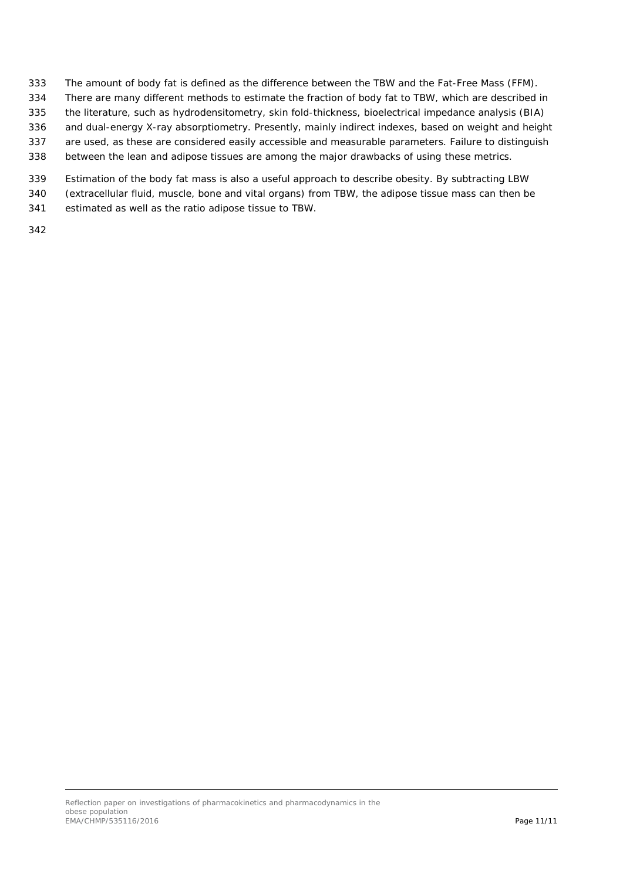The amount of body fat is defined as the difference between the TBW and the Fat-Free Mass (FFM). There are many different methods to estimate the fraction of body fat to TBW, which are described in the literature, such as hydrodensitometry, skin fold-thickness, bioelectrical impedance analysis (BIA) and dual-energy X-ray absorptiometry. Presently, mainly indirect indexes, based on weight and height are used, as these are considered easily accessible and measurable parameters. Failure to distinguish between the lean and adipose tissues are among the major drawbacks of using these metrics.

Estimation of the body fat mass is also a useful approach to describe obesity. By subtracting LBW (extracellular fluid, muscle, bone and vital organs) from TBW, the adipose tissue mass can then be estimated as well as the ratio adipose tissue to TBW.